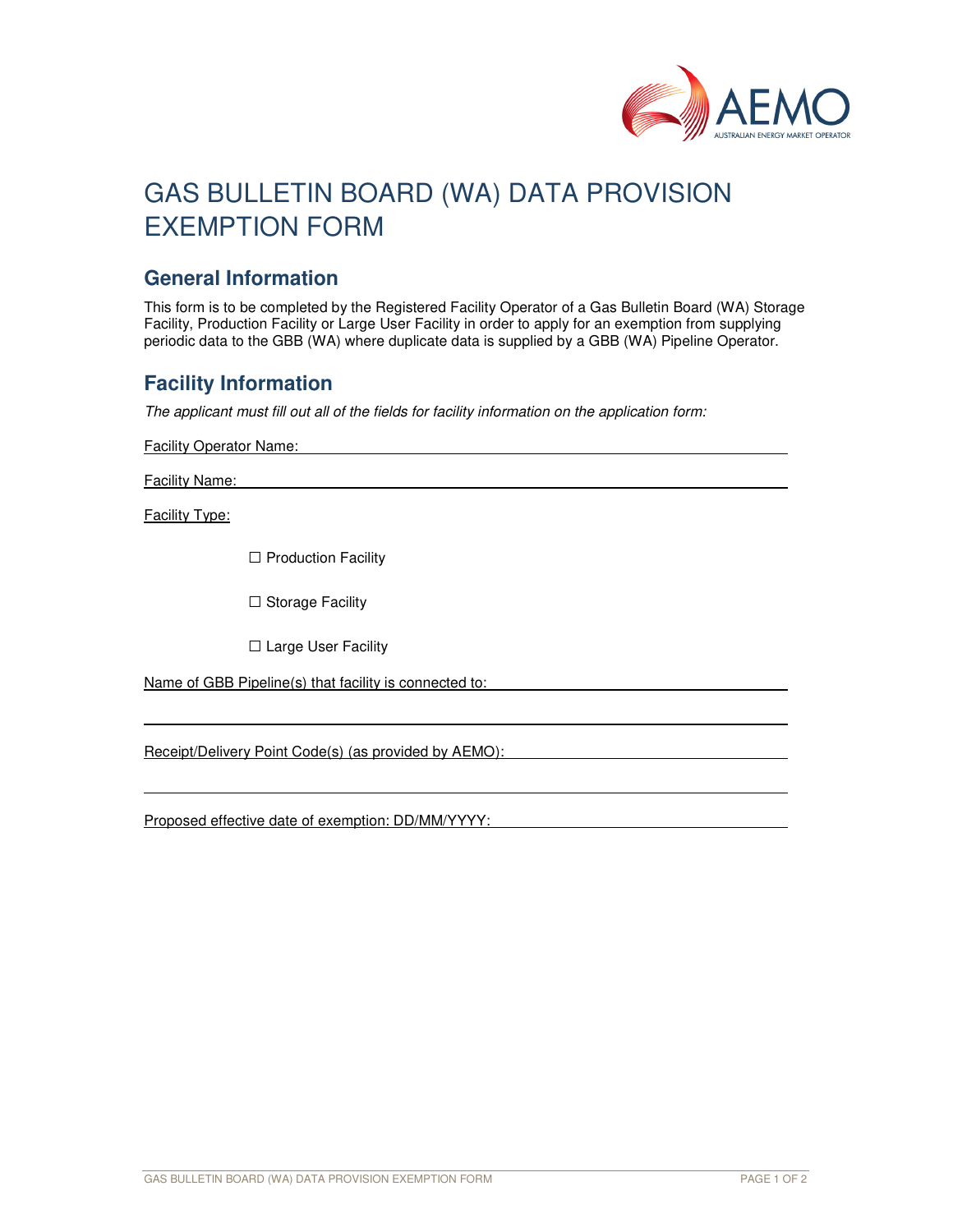# GAS BULLETIN BOARD (WA) DATA PROVISION EXEMPTION FORM

## General Information

This form is to be completed by the Registered Facility Operator of a Gas Bulletin Board (WA) Storage Facility, Production Facility or Large User Facility in order to apply for an exemption from supplying periodic data to the GBB (WA) where duplicate data is supplied by a GBB (WA) Pipeline Operator.

## Facility Information

*The applicant must fill out all of the fields for facility information on the application form:*

Facility Operator Name: \_\_\_\_\_\_\_\_\_\_\_\_\_\_\_\_\_\_\_\_\_\_\_\_\_\_\_\_\_\_\_\_\_\_\_\_\_\_\_\_

Facility Name: \_\_\_\_\_\_\_\_\_\_\_\_\_\_\_\_\_\_\_\_\_\_\_\_\_\_\_\_\_\_\_\_\_\_\_\_\_\_\_\_

Facility Type:

☐ Production Facility

☐ Storage Facility

☐ Large User Facility

Name of GBB Pipeline(s) that facility is connected to: \_\_\_\_\_\_\_\_\_\_\_\_\_\_\_\_\_\_\_\_

\_\_\_\_\_\_\_\_\_\_\_\_\_\_\_\_\_\_\_\_\_\_\_\_\_\_\_\_\_\_\_\_\_\_\_\_\_\_\_\_\_\_\_\_\_\_\_\_\_\_\_\_\_\_\_\_\_\_

Receipt/Delivery Point Code(s) (as provided by AEMO): \_\_\_\_\_\_\_\_\_\_\_\_\_\_\_\_\_\_\_\_

\_\_\_\_\_\_\_\_\_\_\_\_\_\_\_\_\_\_\_\_\_\_\_\_\_\_\_\_\_\_\_\_\_\_\_\_\_\_\_\_\_\_\_\_\_\_\_\_\_\_\_\_\_\_\_\_\_\_

Proposed effective date of exemption: DD/MM/YYYY: \_\_\_\_\_\_\_\_\_\_\_\_\_\_\_\_\_\_\_\_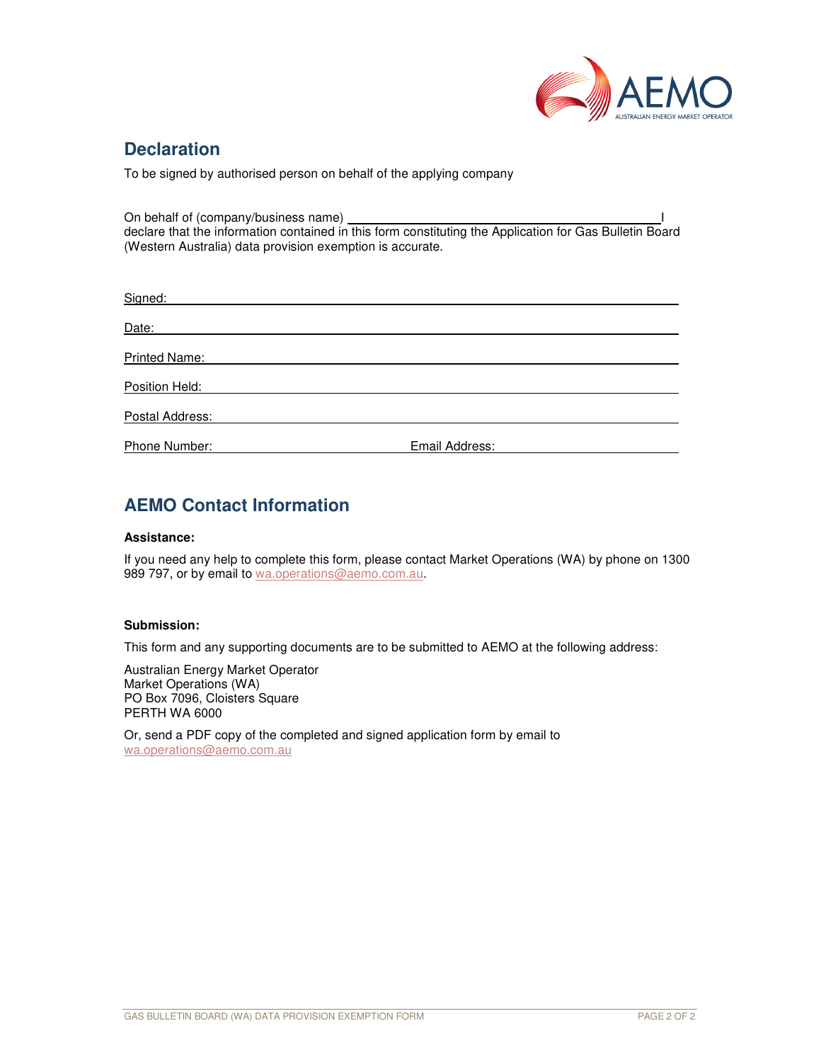## Declaration

To be signed by authorised person on behalf of the applying company

On behalf of (company/business name) ______________________________ I declare that the information contained in this form constituting the Application for Gas Bulletin Board (Western Australia) data provision exemption is accurate.

Signed: ______________________________

Date: ______________________________

Printed Name: ______________________________

Position Held: ______________________________

Postal Address: ______________________________

Phone Number: ______________________________ Email Address: ______________________________

## AEMO Contact Information

**Assistance:**

If you need any help to complete this form, please contact Market Operations (WA) by phone on 1300 989 797, or by email to wa.operations@aemo.com.au.

**Submission:**

This form and any supporting documents are to be submitted to AEMO at the following address:

Australian Energy Market Operator
Market Operations (WA)
PO Box 7096, Cloisters Square
PERTH WA 6000

Or, send a PDF copy of the completed and signed application form by email to wa.operations@aemo.com.au